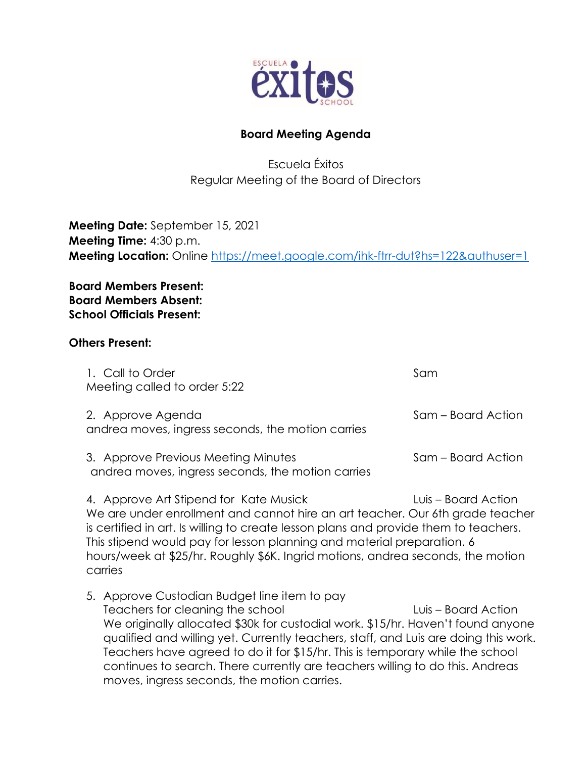**Board Meeting Agenda**

Escuela Éxitos
Regular Meeting of the Board of Directors

**Meeting Date:** September 15, 2021
**Meeting Time:** 4:30 p.m.
**Meeting Location:** Online https://meet.google.com/ihk-ftrr-dut?hs=122&authuser=1

**Board Members Present:**
**Board Members Absent:**
**School Officials Present:**

**Others Present:**

1. Call to Order — Sam
   Meeting called to order 5:22

2. Approve Agenda — Sam – Board Action
   andrea moves, ingress seconds, the motion carries

3. Approve Previous Meeting Minutes — Sam – Board Action
   andrea moves, ingress seconds, the motion carries

4. Approve Art Stipend for Kate Musick — Luis – Board Action
   We are under enrollment and cannot hire an art teacher. Our 6th grade teacher is certified in art. Is willing to create lesson plans and provide them to teachers. This stipend would pay for lesson planning and material preparation. 6 hours/week at $25/hr. Roughly $6K. Ingrid motions, andrea seconds, the motion carries

5. Approve Custodian Budget line item to pay Teachers for cleaning the school — Luis – Board Action
   We originally allocated $30k for custodial work. $15/hr. Haven't found anyone qualified and willing yet. Currently teachers, staff, and Luis are doing this work. Teachers have agreed to do it for $15/hr. This is temporary while the school continues to search. There currently are teachers willing to do this. Andreas moves, ingress seconds, the motion carries.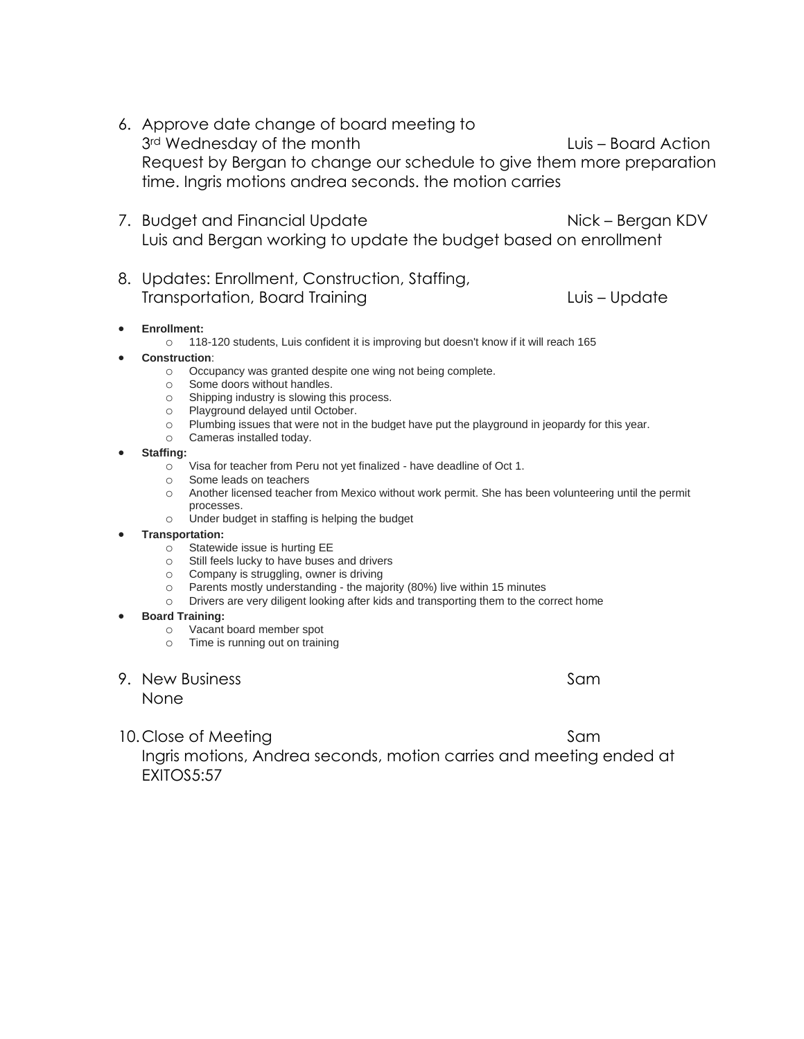6. Approve date change of board meeting to 3rd Wednesday of the month — Luis – Board Action
   Request by Bergan to change our schedule to give them more preparation time. Ingris motions andrea seconds. the motion carries

7. Budget and Financial Update — Nick – Bergan KDV
   Luis and Bergan working to update the budget based on enrollment

8. Updates: Enrollment, Construction, Staffing, Transportation, Board Training — Luis – Update

- **Enrollment:**
  - 118-120 students, Luis confident it is improving but doesn't know if it will reach 165
- **Construction**:
  - Occupancy was granted despite one wing not being complete.
  - Some doors without handles.
  - Shipping industry is slowing this process.
  - Playground delayed until October.
  - Plumbing issues that were not in the budget have put the playground in jeopardy for this year.
  - Cameras installed today.
- **Staffing:**
  - Visa for teacher from Peru not yet finalized - have deadline of Oct 1.
  - Some leads on teachers
  - Another licensed teacher from Mexico without work permit. She has been volunteering until the permit processes.
  - Under budget in staffing is helping the budget
- **Transportation:**
  - Statewide issue is hurting EE
  - Still feels lucky to have buses and drivers
  - Company is struggling, owner is driving
  - Parents mostly understanding - the majority (80%) live within 15 minutes
  - Drivers are very diligent looking after kids and transporting them to the correct home
- **Board Training:**
  - Vacant board member spot
  - Time is running out on training

9. New Business — Sam
   None

10. Close of Meeting — Sam
    Ingris motions, Andrea seconds, motion carries and meeting ended at EXITOS5:57